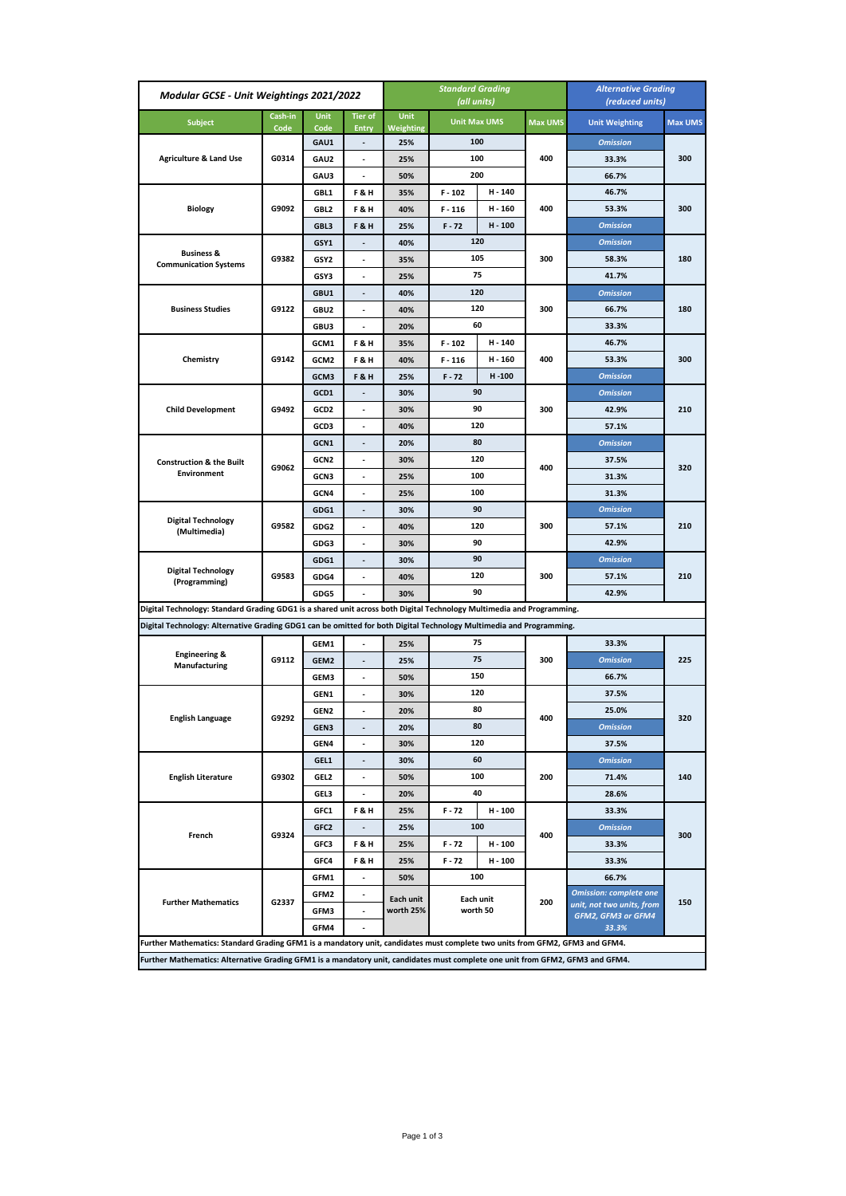| Modular GCSE - Unit Weightings 2021/2022 | | | | Standard Grading (all units) | | | | Alternative Grading (reduced units) | |
|---|---|---|---|---|---|---|---|---|---|
| Subject | Cash-in Code | Unit Code | Tier of Entry | Unit Weighting | Unit Max UMS | | Max UMS | Unit Weighting | Max UMS |
| Agriculture & Land Use | G0314 | GAU1 | - | 25% | 100 | | 400 | Omission | 300 |
| | | GAU2 | - | 25% | 100 | | | 33.3% | |
| | | GAU3 | - | 50% | 200 | | | 66.7% | |
| Biology | G9092 | GBL1 | F & H | 35% | F - 102 | H - 140 | 400 | 46.7% | 300 |
| | | GBL2 | F & H | 40% | F - 116 | H - 160 | | 53.3% | |
| | | GBL3 | F & H | 25% | F - 72 | H - 100 | | Omission | |
| Business & Communication Systems | G9382 | GSY1 | - | 40% | 120 | | 300 | Omission | 180 |
| | | GSY2 | - | 35% | 105 | | | 58.3% | |
| | | GSY3 | - | 25% | 75 | | | 41.7% | |
| Business Studies | G9122 | GBU1 | - | 40% | 120 | | 300 | Omission | 180 |
| | | GBU2 | - | 40% | 120 | | | 66.7% | |
| | | GBU3 | - | 20% | 60 | | | 33.3% | |
| Chemistry | G9142 | GCM1 | F & H | 35% | F - 102 | H - 140 | 400 | 46.7% | 300 |
| | | GCM2 | F & H | 40% | F - 116 | H - 160 | | 53.3% | |
| | | GCM3 | F & H | 25% | F - 72 | H -100 | | Omission | |
| Child Development | G9492 | GCD1 | - | 30% | 90 | | 300 | Omission | 210 |
| | | GCD2 | - | 30% | 90 | | | 42.9% | |
| | | GCD3 | - | 40% | 120 | | | 57.1% | |
| Construction & the Built Environment | G9062 | GCN1 | - | 20% | 80 | | 400 | Omission | 320 |
| | | GCN2 | - | 30% | 120 | | | 37.5% | |
| | | GCN3 | - | 25% | 100 | | | 31.3% | |
| | | GCN4 | - | 25% | 100 | | | 31.3% | |
| Digital Technology (Multimedia) | G9582 | GDG1 | - | 30% | 90 | | 300 | Omission | 210 |
| | | GDG2 | - | 40% | 120 | | | 57.1% | |
| | | GDG3 | - | 30% | 90 | | | 42.9% | |
| Digital Technology (Programming) | G9583 | GDG1 | - | 30% | 90 | | 300 | Omission | 210 |
| | | GDG4 | - | 40% | 120 | | | 57.1% | |
| | | GDG5 | - | 30% | 90 | | | 42.9% | |
| Digital Technology: Standard Grading GDG1 is a shared unit across both Digital Technology Multimedia and Programming. | | | | | | | | | |
| Digital Technology: Alternative Grading GDG1 can be omitted for both Digital Technology Multimedia and Programming. | | | | | | | | | |
| Engineering & Manufacturing | G9112 | GEM1 | - | 25% | 75 | | 300 | 33.3% | 225 |
| | | GEM2 | - | 25% | 75 | | | Omission | |
| | | GEM3 | - | 50% | 150 | | | 66.7% | |
| English Language | G9292 | GEN1 | - | 30% | 120 | | 400 | 37.5% | 320 |
| | | GEN2 | - | 20% | 80 | | | 25.0% | |
| | | GEN3 | - | 20% | 80 | | | Omission | |
| | | GEN4 | - | 30% | 120 | | | 37.5% | |
| English Literature | G9302 | GEL1 | - | 30% | 60 | | 200 | Omission | 140 |
| | | GEL2 | - | 50% | 100 | | | 71.4% | |
| | | GEL3 | - | 20% | 40 | | | 28.6% | |
| French | G9324 | GFC1 | F & H | 25% | F - 72 | H - 100 | 400 | 33.3% | 300 |
| | | GFC2 | - | 25% | 100 | | | Omission | |
| | | GFC3 | F & H | 25% | F - 72 | H - 100 | | 33.3% | |
| | | GFC4 | F & H | 25% | F - 72 | H - 100 | | 33.3% | |
| Further Mathematics | G2337 | GFM1 | - | 50% | 100 | | 200 | 66.7% | 150 |
| | | GFM2 | - | Each unit worth 25% | Each unit worth 50 | | | Omission: complete one unit, not two units, from GFM2, GFM3 or GFM4 33.3% | |
| | | GFM3 | - | | | | | | |
| | | GFM4 | - | | | | | | |
| Further Mathematics: Standard Grading GFM1 is a mandatory unit, candidates must complete two units from GFM2, GFM3 and GFM4. | | | | | | | | | |
| Further Mathematics: Alternative Grading GFM1 is a mandatory unit, candidates must complete one unit from GFM2, GFM3 and GFM4. | | | | | | | | | |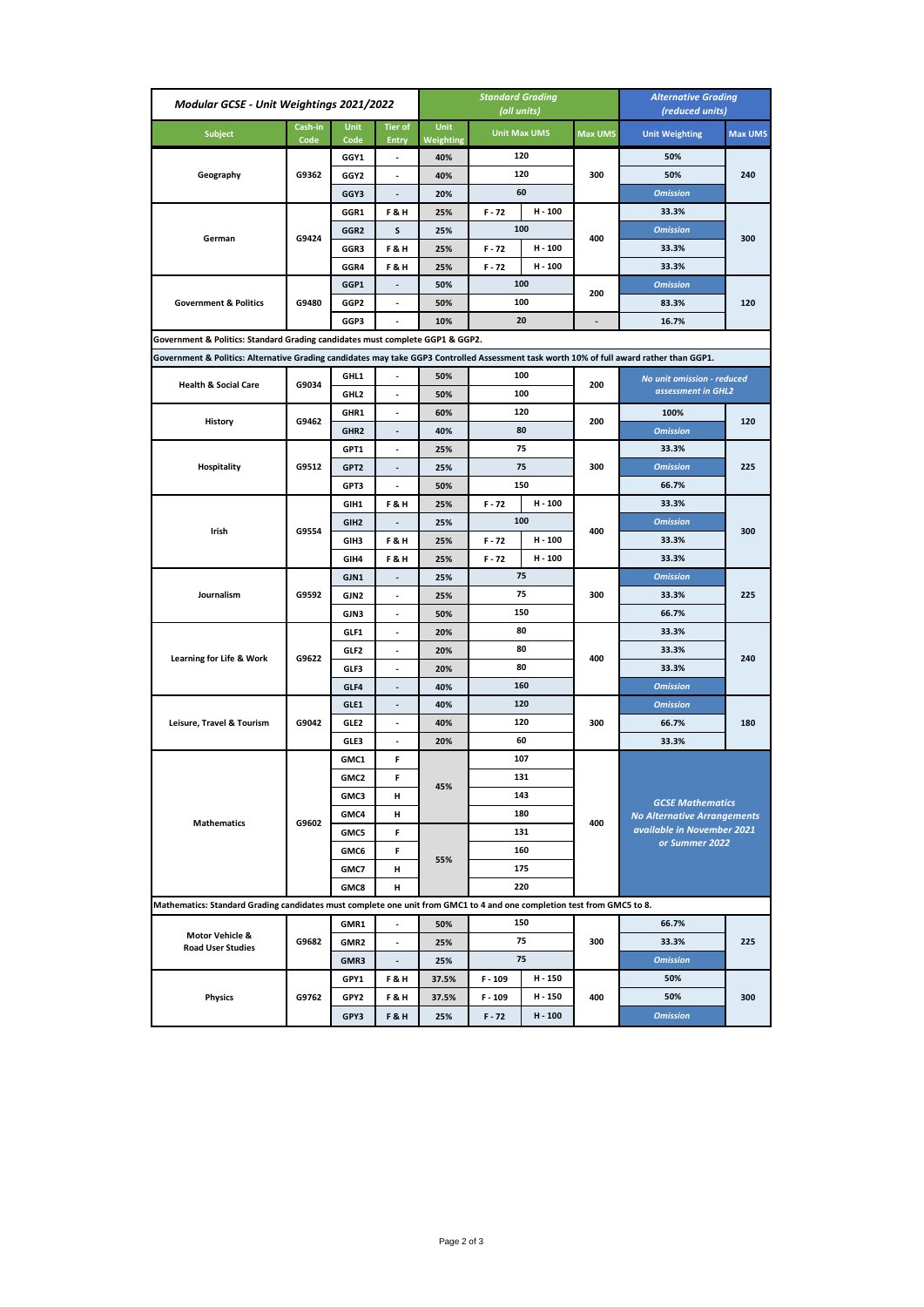| Modular GCSE - Unit Weightings 2021/2022 | | | | Standard Grading (all units) | | | | Alternative Grading (reduced units) | |
|---|---|---|---|---|---|---|---|---|---|
| Subject | Cash-in Code | Unit Code | Tier of Entry | Unit Weighting | Unit Max UMS | | Max UMS | Unit Weighting | Max UMS |
| Geography | G9362 | GGY1 | - | 40% | 120 | | 300 | 50% | 240 |
| | | GGY2 | - | 40% | 120 | | | 50% | |
| | | GGY3 | - | 20% | 60 | | | Omission | |
| German | G9424 | GGR1 | F & H | 25% | F - 72 | H - 100 | 400 | 33.3% | 300 |
| | | GGR2 | S | 25% | 100 | | | Omission | |
| | | GGR3 | F & H | 25% | F - 72 | H - 100 | | 33.3% | |
| | | GGR4 | F & H | 25% | F - 72 | H - 100 | | 33.3% | |
| Government & Politics | G9480 | GGP1 | - | 50% | 100 | | 200 | Omission | 120 |
| | | GGP2 | - | 50% | 100 | | | 83.3% | |
| | | GGP3 | - | 10% | 20 | | - | 16.7% | |
| Government & Politics: Standard Grading candidates must complete GGP1 & GGP2. | | | | | | | | | |
| Government & Politics: Alternative Grading candidates may take GGP3 Controlled Assessment task worth 10% of full award rather than GGP1. | | | | | | | | | |
| Health & Social Care | G9034 | GHL1 | - | 50% | 100 | | 200 | No unit omission - reduced assessment in GHL2 | |
| | | GHL2 | - | 50% | 100 | | | | |
| History | G9462 | GHR1 | - | 60% | 120 | | 200 | 100% | 120 |
| | | GHR2 | - | 40% | 80 | | | Omission | |
| Hospitality | G9512 | GPT1 | - | 25% | 75 | | 300 | 33.3% | 225 |
| | | GPT2 | - | 25% | 75 | | | Omission | |
| | | GPT3 | - | 50% | 150 | | | 66.7% | |
| Irish | G9554 | GIH1 | F & H | 25% | F - 72 | H - 100 | 400 | 33.3% | 300 |
| | | GIH2 | - | 25% | 100 | | | Omission | |
| | | GIH3 | F & H | 25% | F - 72 | H - 100 | | 33.3% | |
| | | GIH4 | F & H | 25% | F - 72 | H - 100 | | 33.3% | |
| Journalism | G9592 | GJN1 | - | 25% | 75 | | 300 | Omission | 225 |
| | | GJN2 | - | 25% | 75 | | | 33.3% | |
| | | GJN3 | - | 50% | 150 | | | 66.7% | |
| Learning for Life & Work | G9622 | GLF1 | - | 20% | 80 | | 400 | 33.3% | 240 |
| | | GLF2 | - | 20% | 80 | | | 33.3% | |
| | | GLF3 | - | 20% | 80 | | | 33.3% | |
| | | GLF4 | - | 40% | 160 | | | Omission | |
| Leisure, Travel & Tourism | G9042 | GLE1 | - | 40% | 120 | | 300 | Omission | 180 |
| | | GLE2 | - | 40% | 120 | | | 66.7% | |
| | | GLE3 | - | 20% | 60 | | | 33.3% | |
| Mathematics | G9602 | GMC1 | F | 45% | 107 | | 400 | GCSE Mathematics No Alternative Arrangements available in November 2021 or Summer 2022 | |
| | | GMC2 | F | | 131 | | | | |
| | | GMC3 | H | | 143 | | | | |
| | | GMC4 | H | | 180 | | | | |
| | | GMC5 | F | 55% | 131 | | | | |
| | | GMC6 | F | | 160 | | | | |
| | | GMC7 | H | | 175 | | | | |
| | | GMC8 | H | | 220 | | | | |
| Mathematics: Standard Grading candidates must complete one unit from GMC1 to 4 and one completion test from GMC5 to 8. | | | | | | | | | |
| Motor Vehicle & Road User Studies | G9682 | GMR1 | - | 50% | 150 | | 300 | 66.7% | 225 |
| | | GMR2 | - | 25% | 75 | | | 33.3% | |
| | | GMR3 | - | 25% | 75 | | | Omission | |
| Physics | G9762 | GPY1 | F & H | 37.5% | F - 109 | H - 150 | 400 | 50% | 300 |
| | | GPY2 | F & H | 37.5% | F - 109 | H - 150 | | 50% | |
| | | GPY3 | F & H | 25% | F - 72 | H - 100 | | Omission | |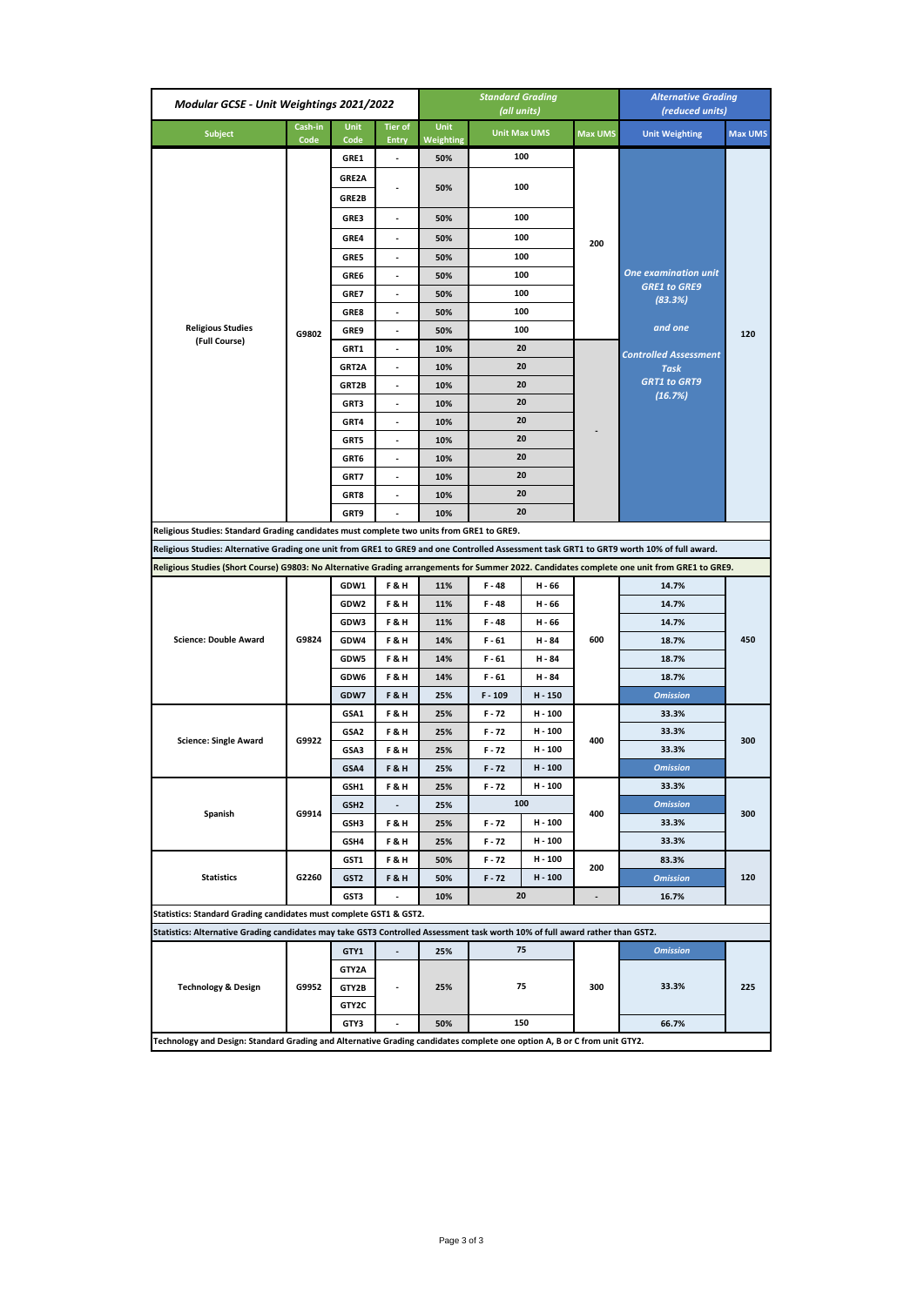| Modular GCSE - Unit Weightings 2021/2022 | | | | Standard Grading (all units) | | | | Alternative Grading (reduced units) | |
|---|---|---|---|---|---|---|---|---|---|
| Subject | Cash-in Code | Unit Code | Tier of Entry | Unit Weighting | Unit Max UMS | | Max UMS | Unit Weighting | Max UMS |
| Religious Studies (Full Course) | G9802 | GRE1 | - | 50% | 100 | | 200 | One examination unit GRE1 to GRE9 (83.3%) and one Controlled Assessment Task GRT1 to GRT9 (16.7%) | 120 |
| | | GRE2A, GRE2B | - | 50% | 100 | | | | |
| | | GRE3 | - | 50% | 100 | | | | |
| | | GRE4 | - | 50% | 100 | | | | |
| | | GRE5 | - | 50% | 100 | | | | |
| | | GRE6 | - | 50% | 100 | | | | |
| | | GRE7 | - | 50% | 100 | | | | |
| | | GRE8 | - | 50% | 100 | | | | |
| | | GRE9 | - | 50% | 100 | | | | |
| | | GRT1 | - | 10% | 20 | | - | | |
| | | GRT2A | - | 10% | 20 | | | | |
| | | GRT2B | - | 10% | 20 | | | | |
| | | GRT3 | - | 10% | 20 | | | | |
| | | GRT4 | - | 10% | 20 | | | | |
| | | GRT5 | - | 10% | 20 | | | | |
| | | GRT6 | - | 10% | 20 | | | | |
| | | GRT7 | - | 10% | 20 | | | | |
| | | GRT8 | - | 10% | 20 | | | | |
| | | GRT9 | - | 10% | 20 | | | | |
| Religious Studies: Standard Grading candidates must complete two units from GRE1 to GRE9. | | | | | | | | | |
| Religious Studies: Alternative Grading one unit from GRE1 to GRE9 and one Controlled Assessment task GRT1 to GRT9 worth 10% of full award. | | | | | | | | | |
| Religious Studies (Short Course) G9803: No Alternative Grading arrangements for Summer 2022. Candidates complete one unit from GRE1 to GRE9. | | | | | | | | | |
| Science: Double Award | G9824 | GDW1 | F & H | 11% | F - 48 | H - 66 | 600 | 14.7% | 450 |
| | | GDW2 | F & H | 11% | F - 48 | H - 66 | | 14.7% | |
| | | GDW3 | F & H | 11% | F - 48 | H - 66 | | 14.7% | |
| | | GDW4 | F & H | 14% | F - 61 | H - 84 | | 18.7% | |
| | | GDW5 | F & H | 14% | F - 61 | H - 84 | | 18.7% | |
| | | GDW6 | F & H | 14% | F - 61 | H - 84 | | 18.7% | |
| | | GDW7 | F & H | 25% | F - 109 | H - 150 | | Omission | |
| Science: Single Award | G9922 | GSA1 | F & H | 25% | F - 72 | H - 100 | 400 | 33.3% | 300 |
| | | GSA2 | F & H | 25% | F - 72 | H - 100 | | 33.3% | |
| | | GSA3 | F & H | 25% | F - 72 | H - 100 | | 33.3% | |
| | | GSA4 | F & H | 25% | F - 72 | H - 100 | | Omission | |
| Spanish | G9914 | GSH1 | F & H | 25% | F - 72 | H - 100 | 400 | 33.3% | 300 |
| | | GSH2 | - | 25% | 100 | | | Omission | |
| | | GSH3 | F & H | 25% | F - 72 | H - 100 | | 33.3% | |
| | | GSH4 | F & H | 25% | F - 72 | H - 100 | | 33.3% | |
| Statistics | G2260 | GST1 | F & H | 50% | F - 72 | H - 100 | 200 | 83.3% | 120 |
| | | GST2 | F & H | 50% | F - 72 | H - 100 | | Omission | |
| | | GST3 | - | 10% | 20 | | - | 16.7% | |
| Statistics: Standard Grading candidates must complete GST1 & GST2. | | | | | | | | | |
| Statistics: Alternative Grading candidates may take GST3 Controlled Assessment task worth 10% of full award rather than GST2. | | | | | | | | | |
| Technology & Design | G9952 | GTY1 | - | 25% | 75 | | 300 | Omission | 225 |
| | | GTY2A, GTY2B, GTY2C | - | 25% | 75 | | | 33.3% | |
| | | GTY3 | - | 50% | 150 | | | 66.7% | |
| Technology and Design: Standard Grading and Alternative Grading candidates complete one option A, B or C from unit GTY2. | | | | | | | | | |